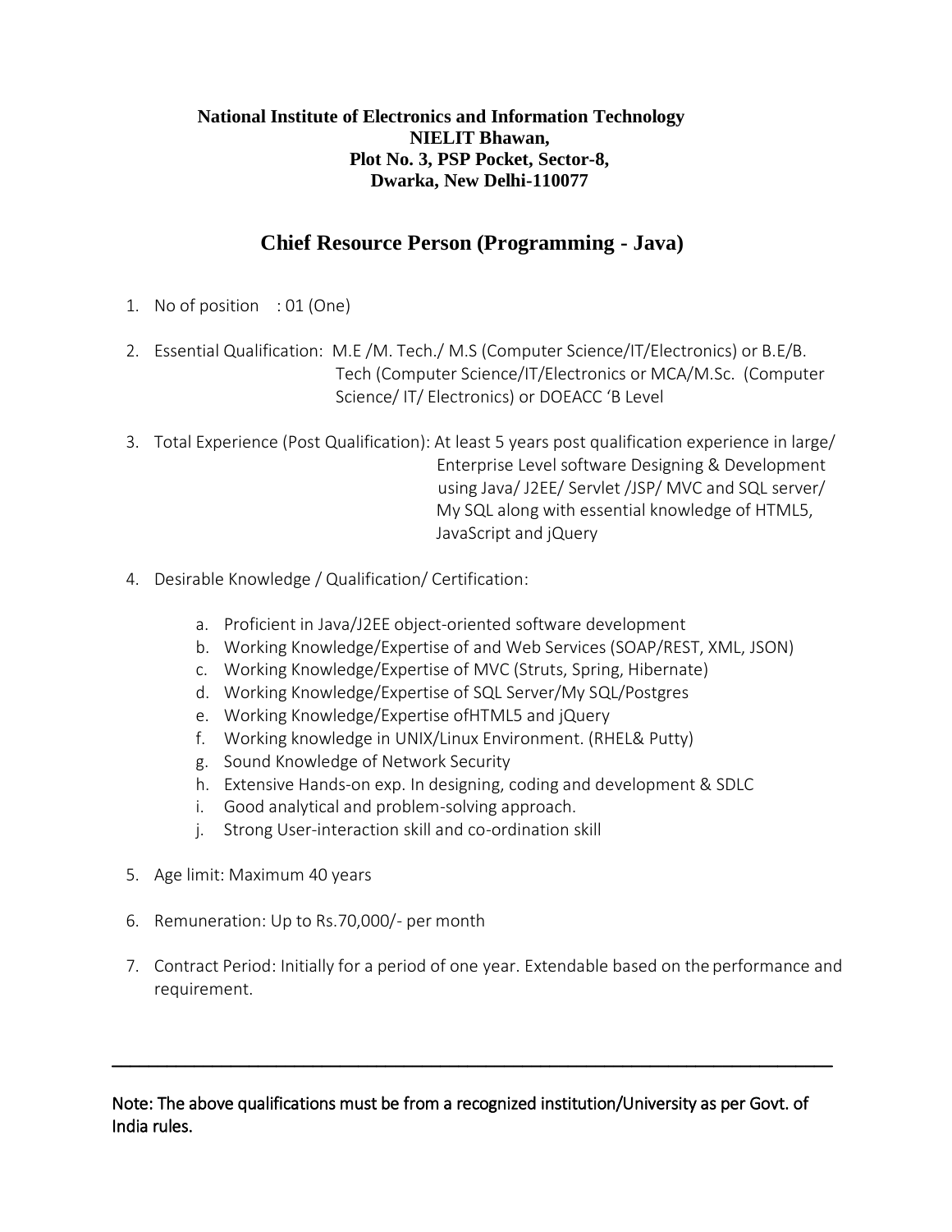**National Institute of Electronics and Information Technology**
**NIELIT Bhawan,**
**Plot No. 3, PSP Pocket, Sector-8,**
**Dwarka, New Delhi-110077**

## Chief Resource Person (Programming - Java)

1. No of position : 01 (One)

2. Essential Qualification: M.E /M. Tech./ M.S (Computer Science/IT/Electronics) or B.E/B. Tech (Computer Science/IT/Electronics or MCA/M.Sc. (Computer Science/ IT/ Electronics) or DOEACC 'B Level

3. Total Experience (Post Qualification): At least 5 years post qualification experience in large/ Enterprise Level software Designing & Development using Java/ J2EE/ Servlet /JSP/ MVC and SQL server/ My SQL along with essential knowledge of HTML5, JavaScript and jQuery

4. Desirable Knowledge / Qualification/ Certification:

    a. Proficient in Java/J2EE object-oriented software development
    b. Working Knowledge/Expertise of and Web Services (SOAP/REST, XML, JSON)
    c. Working Knowledge/Expertise of MVC (Struts, Spring, Hibernate)
    d. Working Knowledge/Expertise of SQL Server/My SQL/Postgres
    e. Working Knowledge/Expertise ofHTML5 and jQuery
    f. Working knowledge in UNIX/Linux Environment. (RHEL& Putty)
    g. Sound Knowledge of Network Security
    h. Extensive Hands-on exp. In designing, coding and development & SDLC
    i. Good analytical and problem-solving approach.
    j. Strong User-interaction skill and co-ordination skill

5. Age limit: Maximum 40 years

6. Remuneration: Up to Rs.70,000/- per month

7. Contract Period: Initially for a period of one year. Extendable based on the performance and requirement.

---

Note: The above qualifications must be from a recognized institution/University as per Govt. of India rules.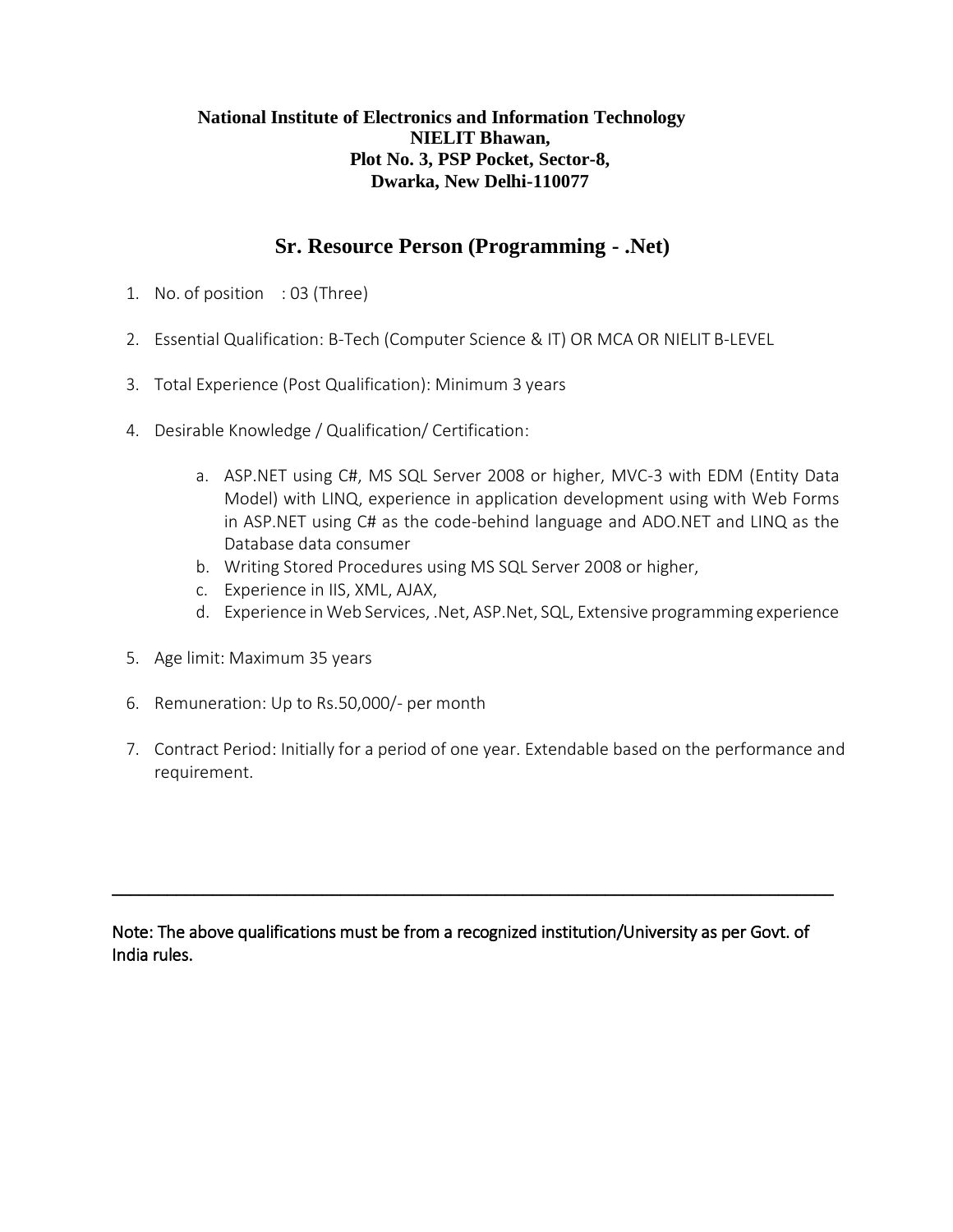**National Institute of Electronics and Information Technology**
**NIELIT Bhawan,**
**Plot No. 3, PSP Pocket, Sector-8,**
**Dwarka, New Delhi-110077**

## Sr. Resource Person (Programming - .Net)

1. No. of position : 03 (Three)
2. Essential Qualification: B-Tech (Computer Science & IT) OR MCA OR NIELIT B-LEVEL
3. Total Experience (Post Qualification): Minimum 3 years
4. Desirable Knowledge / Qualification/ Certification:
    a. ASP.NET using C#, MS SQL Server 2008 or higher, MVC-3 with EDM (Entity Data Model) with LINQ, experience in application development using with Web Forms in ASP.NET using C# as the code-behind language and ADO.NET and LINQ as the Database data consumer
    b. Writing Stored Procedures using MS SQL Server 2008 or higher,
    c. Experience in IIS, XML, AJAX,
    d. Experience in Web Services, .Net, ASP.Net, SQL, Extensive programming experience
5. Age limit: Maximum 35 years
6. Remuneration: Up to Rs.50,000/- per month
7. Contract Period: Initially for a period of one year. Extendable based on the performance and requirement.

---

Note: The above qualifications must be from a recognized institution/University as per Govt. of India rules.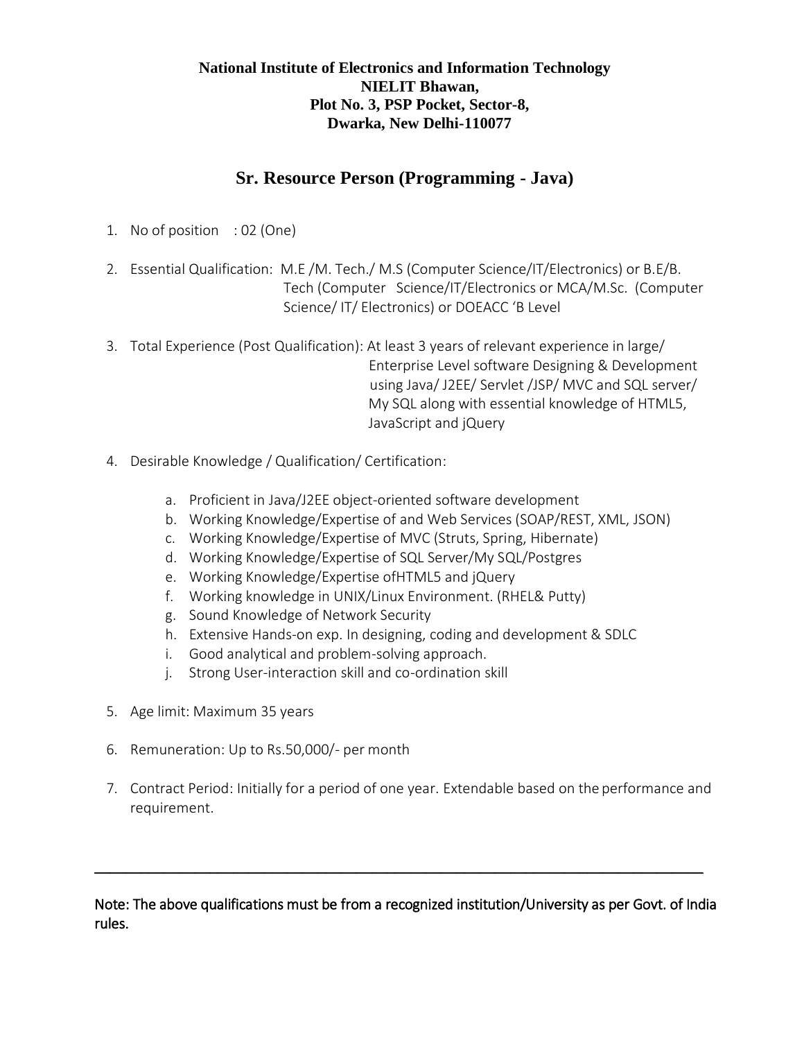**National Institute of Electronics and Information Technology**
**NIELIT Bhawan,**
**Plot No. 3, PSP Pocket, Sector-8,**
**Dwarka, New Delhi-110077**

# Sr. Resource Person (Programming - Java)

1. No of position : 02 (One)

2. Essential Qualification: M.E /M. Tech./ M.S (Computer Science/IT/Electronics) or B.E/B. Tech (Computer Science/IT/Electronics or MCA/M.Sc. (Computer Science/ IT/ Electronics) or DOEACC 'B Level

3. Total Experience (Post Qualification): At least 3 years of relevant experience in large/ Enterprise Level software Designing & Development using Java/ J2EE/ Servlet /JSP/ MVC and SQL server/ My SQL along with essential knowledge of HTML5, JavaScript and jQuery

4. Desirable Knowledge / Qualification/ Certification:

   a. Proficient in Java/J2EE object-oriented software development
   b. Working Knowledge/Expertise of and Web Services (SOAP/REST, XML, JSON)
   c. Working Knowledge/Expertise of MVC (Struts, Spring, Hibernate)
   d. Working Knowledge/Expertise of SQL Server/My SQL/Postgres
   e. Working Knowledge/Expertise ofHTML5 and jQuery
   f. Working knowledge in UNIX/Linux Environment. (RHEL& Putty)
   g. Sound Knowledge of Network Security
   h. Extensive Hands-on exp. In designing, coding and development & SDLC
   i. Good analytical and problem-solving approach.
   j. Strong User-interaction skill and co-ordination skill

5. Age limit: Maximum 35 years

6. Remuneration: Up to Rs.50,000/- per month

7. Contract Period: Initially for a period of one year. Extendable based on the performance and requirement.

---

Note: The above qualifications must be from a recognized institution/University as per Govt. of India rules.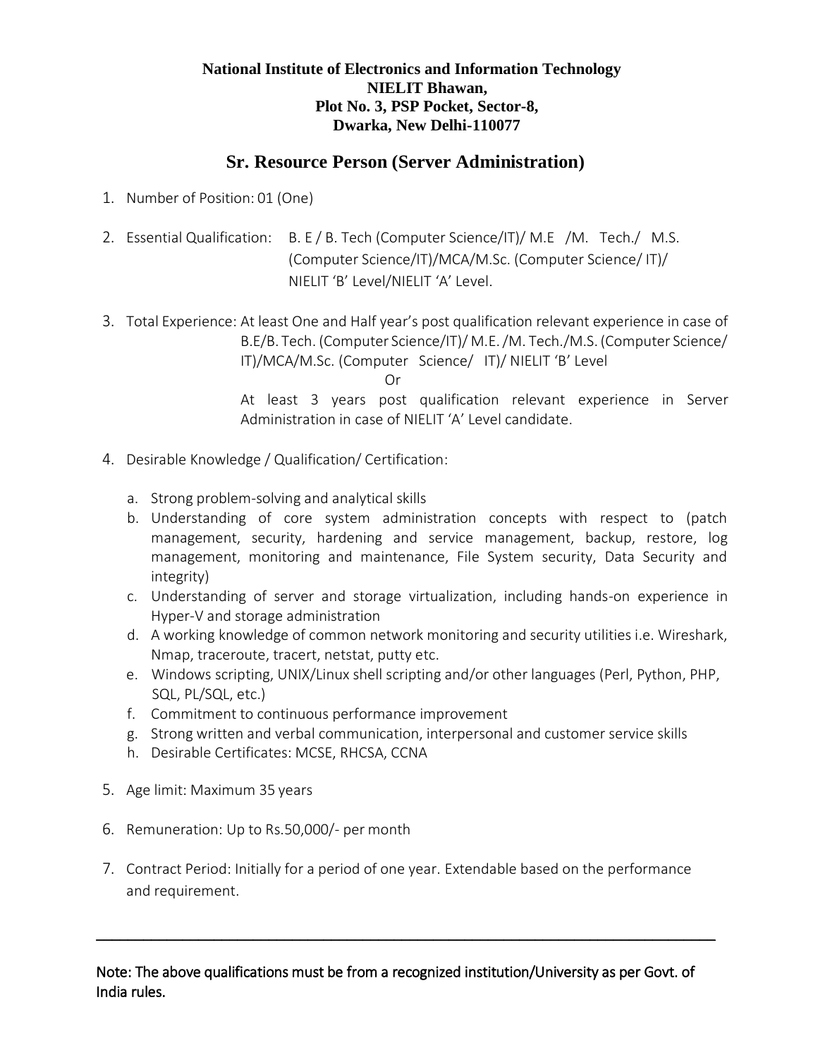**National Institute of Electronics and Information Technology**
**NIELIT Bhawan,**
**Plot No. 3, PSP Pocket, Sector-8,**
**Dwarka, New Delhi-110077**

## Sr. Resource Person (Server Administration)

1. Number of Position: 01 (One)

2. Essential Qualification: B. E / B. Tech (Computer Science/IT)/ M.E /M. Tech./ M.S. (Computer Science/IT)/MCA/M.Sc. (Computer Science/ IT)/ NIELIT 'B' Level/NIELIT 'A' Level.

3. Total Experience: At least One and Half year's post qualification relevant experience in case of B.E/B. Tech. (Computer Science/IT)/ M.E. /M. Tech./M.S. (Computer Science/ IT)/MCA/M.Sc. (Computer Science/ IT)/ NIELIT 'B' Level

   Or

   At least 3 years post qualification relevant experience in Server Administration in case of NIELIT 'A' Level candidate.

4. Desirable Knowledge / Qualification/ Certification:

   a. Strong problem-solving and analytical skills
   b. Understanding of core system administration concepts with respect to (patch management, security, hardening and service management, backup, restore, log management, monitoring and maintenance, File System security, Data Security and integrity)
   c. Understanding of server and storage virtualization, including hands-on experience in Hyper-V and storage administration
   d. A working knowledge of common network monitoring and security utilities i.e. Wireshark, Nmap, traceroute, tracert, netstat, putty etc.
   e. Windows scripting, UNIX/Linux shell scripting and/or other languages (Perl, Python, PHP, SQL, PL/SQL, etc.)
   f. Commitment to continuous performance improvement
   g. Strong written and verbal communication, interpersonal and customer service skills
   h. Desirable Certificates: MCSE, RHCSA, CCNA

5. Age limit: Maximum 35 years

6. Remuneration: Up to Rs.50,000/- per month

7. Contract Period: Initially for a period of one year. Extendable based on the performance and requirement.

---

Note: The above qualifications must be from a recognized institution/University as per Govt. of India rules.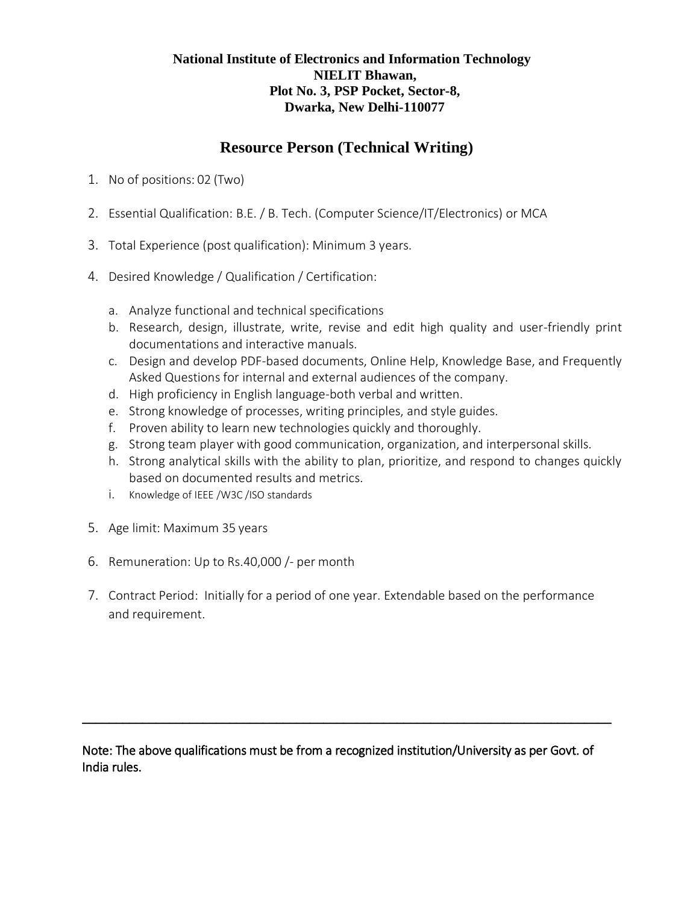**National Institute of Electronics and Information Technology**
**NIELIT Bhawan,**
**Plot No. 3, PSP Pocket, Sector-8,**
**Dwarka, New Delhi-110077**

# Resource Person (Technical Writing)

1. No of positions: 02 (Two)
2. Essential Qualification: B.E. / B. Tech. (Computer Science/IT/Electronics) or MCA
3. Total Experience (post qualification): Minimum 3 years.
4. Desired Knowledge / Qualification / Certification:
   a. Analyze functional and technical specifications
   b. Research, design, illustrate, write, revise and edit high quality and user-friendly print documentations and interactive manuals.
   c. Design and develop PDF-based documents, Online Help, Knowledge Base, and Frequently Asked Questions for internal and external audiences of the company.
   d. High proficiency in English language-both verbal and written.
   e. Strong knowledge of processes, writing principles, and style guides.
   f. Proven ability to learn new technologies quickly and thoroughly.
   g. Strong team player with good communication, organization, and interpersonal skills.
   h. Strong analytical skills with the ability to plan, prioritize, and respond to changes quickly based on documented results and metrics.
   i. Knowledge of IEEE /W3C /ISO standards
5. Age limit: Maximum 35 years
6. Remuneration: Up to Rs.40,000 /- per month
7. Contract Period: Initially for a period of one year. Extendable based on the performance and requirement.

---

Note: The above qualifications must be from a recognized institution/University as per Govt. of India rules.